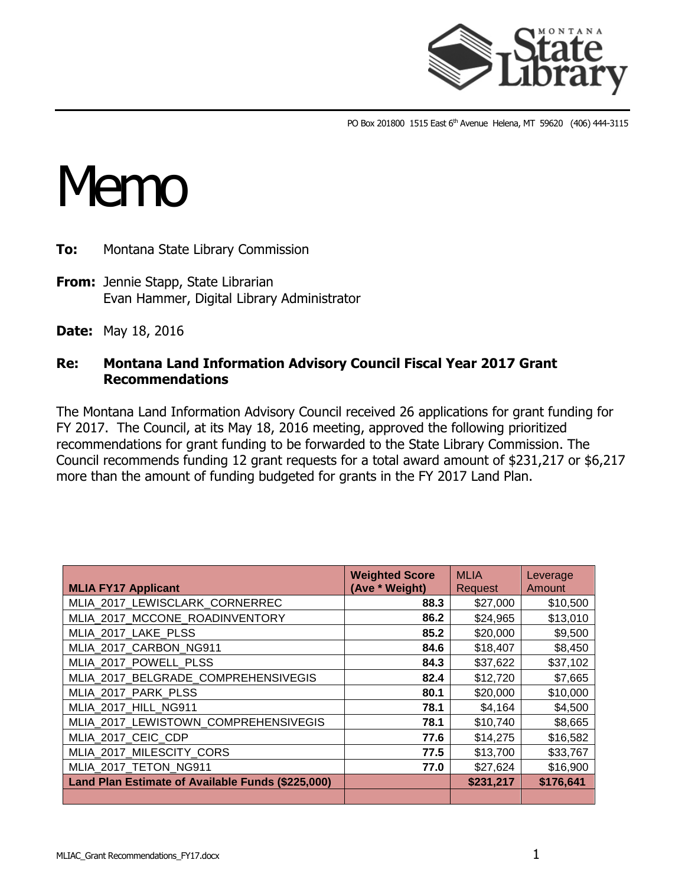PO Box 201800 1515 East 6th Avenue Helena, MT 59620 (406) 444-3115

# Memo

**To:** Montana State Library Commission

**From:** Jennie Stapp, State Librarian
Evan Hammer, Digital Library Administrator

**Date:** May 18, 2016

**Re: Montana Land Information Advisory Council Fiscal Year 2017 Grant Recommendations**

The Montana Land Information Advisory Council received 26 applications for grant funding for FY 2017. The Council, at its May 18, 2016 meeting, approved the following prioritized recommendations for grant funding to be forwarded to the State Library Commission. The Council recommends funding 12 grant requests for a total award amount of $231,217 or $6,217 more than the amount of funding budgeted for grants in the FY 2017 Land Plan.

| MLIA FY17 Applicant | Weighted Score (Ave * Weight) | MLIA Request | Leverage Amount |
|---|---|---|---|
| MLIA_2017_LEWISCLARK_CORNERREC | **88.3** | $27,000 | $10,500 |
| MLIA_2017_MCCONE_ROADINVENTORY | **86.2** | $24,965 | $13,010 |
| MLIA_2017_LAKE_PLSS | **85.2** | $20,000 | $9,500 |
| MLIA_2017_CARBON_NG911 | **84.6** | $18,407 | $8,450 |
| MLIA_2017_POWELL_PLSS | **84.3** | $37,622 | $37,102 |
| MLIA_2017_BELGRADE_COMPREHENSIVEGIS | **82.4** | $12,720 | $7,665 |
| MLIA_2017_PARK_PLSS | **80.1** | $20,000 | $10,000 |
| MLIA_2017_HILL_NG911 | **78.1** | $4,164 | $4,500 |
| MLIA_2017_LEWISTOWN_COMPREHENSIVEGIS | **78.1** | $10,740 | $8,665 |
| MLIA_2017_CEIC_CDP | **77.6** | $14,275 | $16,582 |
| MLIA_2017_MILESCITY_CORS | **77.5** | $13,700 | $33,767 |
| MLIA_2017_TETON_NG911 | **77.0** | $27,624 | $16,900 |
| **Land Plan Estimate of Available Funds ($225,000)** | | **$231,217** | **$176,641** |
| | | | |

MLIAC_Grant Recommendations_FY17.docx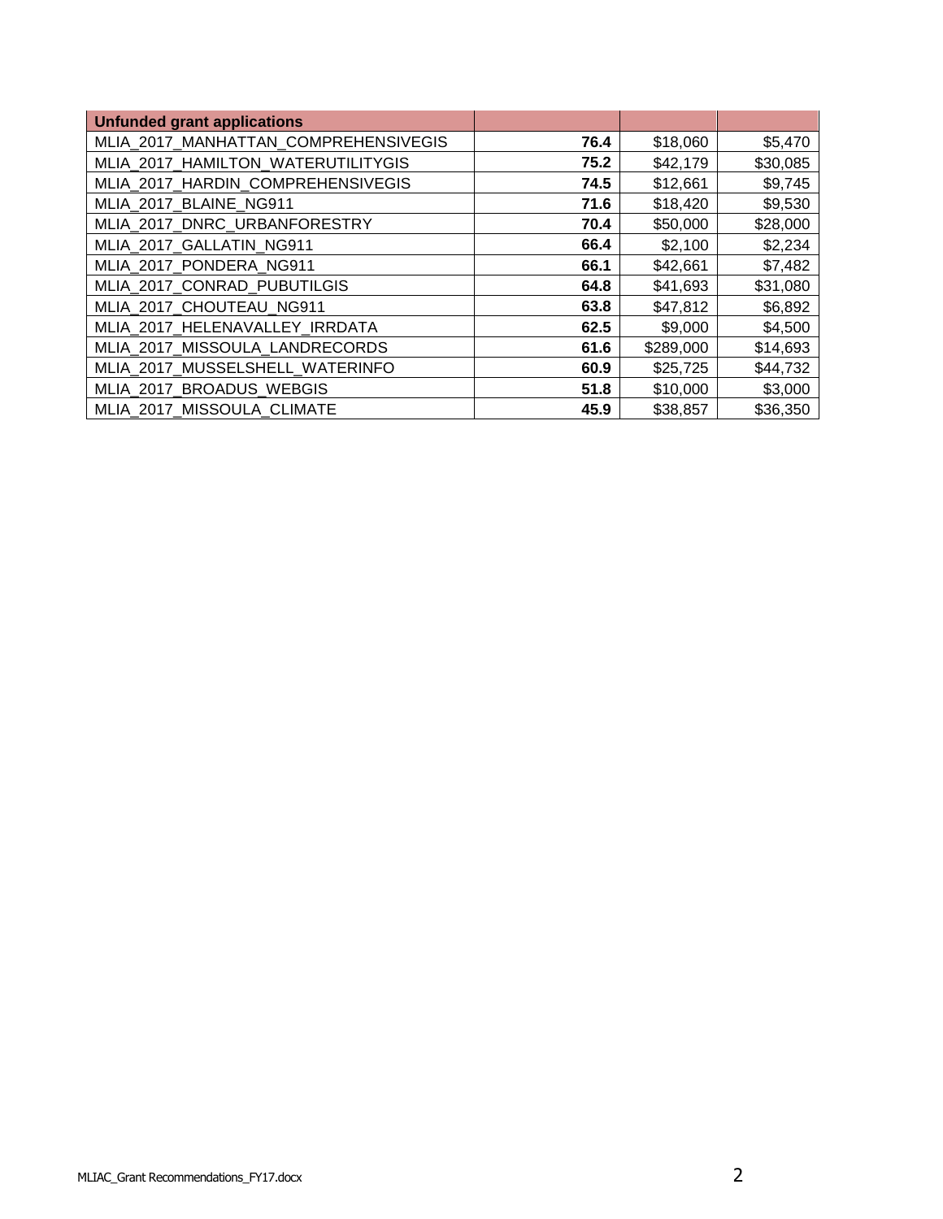| Unfunded grant applications | | | |
|---|---|---|---|
| MLIA_2017_MANHATTAN_COMPREHENSIVEGIS | **76.4** | $18,060 | $5,470 |
| MLIA_2017_HAMILTON_WATERUTILITYGIS | **75.2** | $42,179 | $30,085 |
| MLIA_2017_HARDIN_COMPREHENSIVEGIS | **74.5** | $12,661 | $9,745 |
| MLIA_2017_BLAINE_NG911 | **71.6** | $18,420 | $9,530 |
| MLIA_2017_DNRC_URBANFORESTRY | **70.4** | $50,000 | $28,000 |
| MLIA_2017_GALLATIN_NG911 | **66.4** | $2,100 | $2,234 |
| MLIA_2017_PONDERA_NG911 | **66.1** | $42,661 | $7,482 |
| MLIA_2017_CONRAD_PUBUTILGIS | **64.8** | $41,693 | $31,080 |
| MLIA_2017_CHOUTEAU_NG911 | **63.8** | $47,812 | $6,892 |
| MLIA_2017_HELENAVALLEY_IRRDATA | **62.5** | $9,000 | $4,500 |
| MLIA_2017_MISSOULA_LANDRECORDS | **61.6** | $289,000 | $14,693 |
| MLIA_2017_MUSSELSHELL_WATERINFO | **60.9** | $25,725 | $44,732 |
| MLIA_2017_BROADUS_WEBGIS | **51.8** | $10,000 | $3,000 |
| MLIA_2017_MISSOULA_CLIMATE | **45.9** | $38,857 | $36,350 |